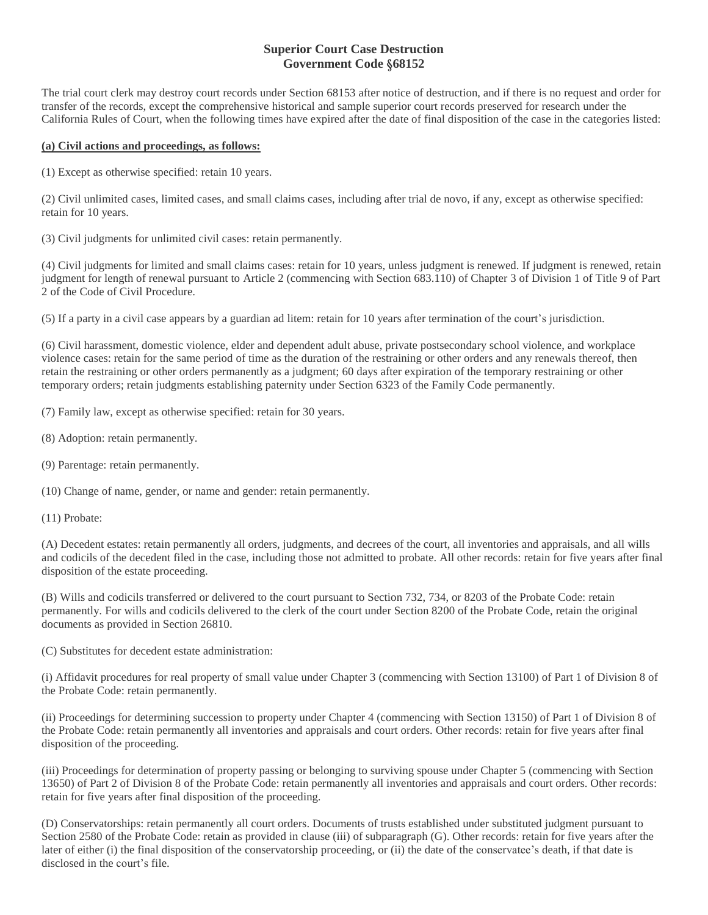# Superior Court Case Destruction
## Government Code §68152

The trial court clerk may destroy court records under Section 68153 after notice of destruction, and if there is no request and order for transfer of the records, except the comprehensive historical and sample superior court records preserved for research under the California Rules of Court, when the following times have expired after the date of final disposition of the case in the categories listed:

**(a) Civil actions and proceedings, as follows:**

(1) Except as otherwise specified: retain 10 years.

(2) Civil unlimited cases, limited cases, and small claims cases, including after trial de novo, if any, except as otherwise specified: retain for 10 years.

(3) Civil judgments for unlimited civil cases: retain permanently.

(4) Civil judgments for limited and small claims cases: retain for 10 years, unless judgment is renewed. If judgment is renewed, retain judgment for length of renewal pursuant to Article 2 (commencing with Section 683.110) of Chapter 3 of Division 1 of Title 9 of Part 2 of the Code of Civil Procedure.

(5) If a party in a civil case appears by a guardian ad litem: retain for 10 years after termination of the court's jurisdiction.

(6) Civil harassment, domestic violence, elder and dependent adult abuse, private postsecondary school violence, and workplace violence cases: retain for the same period of time as the duration of the restraining or other orders and any renewals thereof, then retain the restraining or other orders permanently as a judgment; 60 days after expiration of the temporary restraining or other temporary orders; retain judgments establishing paternity under Section 6323 of the Family Code permanently.

(7) Family law, except as otherwise specified: retain for 30 years.

(8) Adoption: retain permanently.

(9) Parentage: retain permanently.

(10) Change of name, gender, or name and gender: retain permanently.

(11) Probate:

(A) Decedent estates: retain permanently all orders, judgments, and decrees of the court, all inventories and appraisals, and all wills and codicils of the decedent filed in the case, including those not admitted to probate. All other records: retain for five years after final disposition of the estate proceeding.

(B) Wills and codicils transferred or delivered to the court pursuant to Section 732, 734, or 8203 of the Probate Code: retain permanently. For wills and codicils delivered to the clerk of the court under Section 8200 of the Probate Code, retain the original documents as provided in Section 26810.

(C) Substitutes for decedent estate administration:

(i) Affidavit procedures for real property of small value under Chapter 3 (commencing with Section 13100) of Part 1 of Division 8 of the Probate Code: retain permanently.

(ii) Proceedings for determining succession to property under Chapter 4 (commencing with Section 13150) of Part 1 of Division 8 of the Probate Code: retain permanently all inventories and appraisals and court orders. Other records: retain for five years after final disposition of the proceeding.

(iii) Proceedings for determination of property passing or belonging to surviving spouse under Chapter 5 (commencing with Section 13650) of Part 2 of Division 8 of the Probate Code: retain permanently all inventories and appraisals and court orders. Other records: retain for five years after final disposition of the proceeding.

(D) Conservatorships: retain permanently all court orders. Documents of trusts established under substituted judgment pursuant to Section 2580 of the Probate Code: retain as provided in clause (iii) of subparagraph (G). Other records: retain for five years after the later of either (i) the final disposition of the conservatorship proceeding, or (ii) the date of the conservatee's death, if that date is disclosed in the court's file.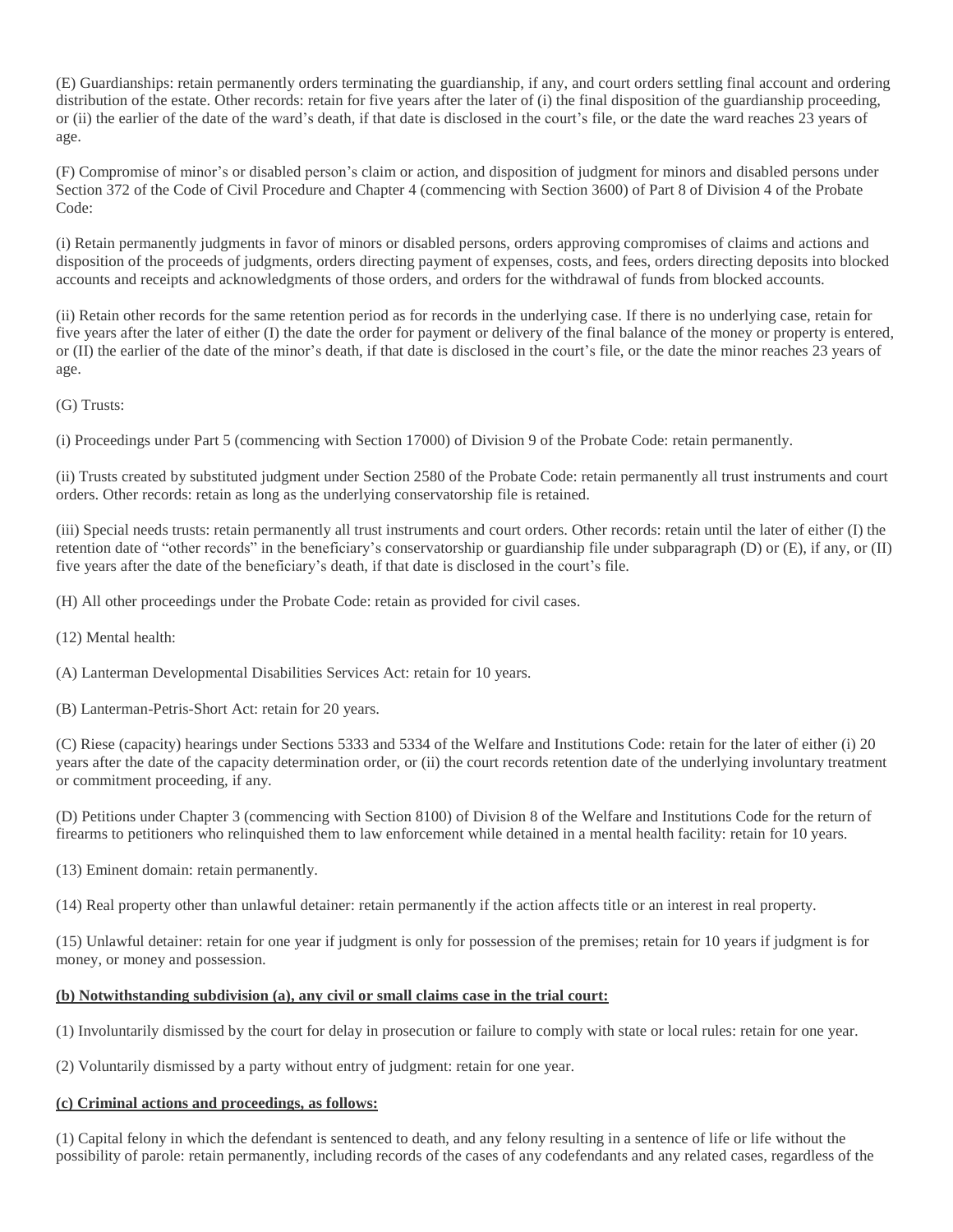(E) Guardianships: retain permanently orders terminating the guardianship, if any, and court orders settling final account and ordering distribution of the estate. Other records: retain for five years after the later of (i) the final disposition of the guardianship proceeding, or (ii) the earlier of the date of the ward's death, if that date is disclosed in the court's file, or the date the ward reaches 23 years of age.

(F) Compromise of minor's or disabled person's claim or action, and disposition of judgment for minors and disabled persons under Section 372 of the Code of Civil Procedure and Chapter 4 (commencing with Section 3600) of Part 8 of Division 4 of the Probate Code:

(i) Retain permanently judgments in favor of minors or disabled persons, orders approving compromises of claims and actions and disposition of the proceeds of judgments, orders directing payment of expenses, costs, and fees, orders directing deposits into blocked accounts and receipts and acknowledgments of those orders, and orders for the withdrawal of funds from blocked accounts.

(ii) Retain other records for the same retention period as for records in the underlying case. If there is no underlying case, retain for five years after the later of either (I) the date the order for payment or delivery of the final balance of the money or property is entered, or (II) the earlier of the date of the minor's death, if that date is disclosed in the court's file, or the date the minor reaches 23 years of age.

(G) Trusts:

(i) Proceedings under Part 5 (commencing with Section 17000) of Division 9 of the Probate Code: retain permanently.

(ii) Trusts created by substituted judgment under Section 2580 of the Probate Code: retain permanently all trust instruments and court orders. Other records: retain as long as the underlying conservatorship file is retained.

(iii) Special needs trusts: retain permanently all trust instruments and court orders. Other records: retain until the later of either (I) the retention date of "other records" in the beneficiary's conservatorship or guardianship file under subparagraph (D) or (E), if any, or (II) five years after the date of the beneficiary's death, if that date is disclosed in the court's file.

(H) All other proceedings under the Probate Code: retain as provided for civil cases.

(12) Mental health:

(A) Lanterman Developmental Disabilities Services Act: retain for 10 years.

(B) Lanterman-Petris-Short Act: retain for 20 years.

(C) Riese (capacity) hearings under Sections 5333 and 5334 of the Welfare and Institutions Code: retain for the later of either (i) 20 years after the date of the capacity determination order, or (ii) the court records retention date of the underlying involuntary treatment or commitment proceeding, if any.

(D) Petitions under Chapter 3 (commencing with Section 8100) of Division 8 of the Welfare and Institutions Code for the return of firearms to petitioners who relinquished them to law enforcement while detained in a mental health facility: retain for 10 years.

(13) Eminent domain: retain permanently.

(14) Real property other than unlawful detainer: retain permanently if the action affects title or an interest in real property.

(15) Unlawful detainer: retain for one year if judgment is only for possession of the premises; retain for 10 years if judgment is for money, or money and possession.

**(b) Notwithstanding subdivision (a), any civil or small claims case in the trial court:**

(1) Involuntarily dismissed by the court for delay in prosecution or failure to comply with state or local rules: retain for one year.

(2) Voluntarily dismissed by a party without entry of judgment: retain for one year.

**(c) Criminal actions and proceedings, as follows:**

(1) Capital felony in which the defendant is sentenced to death, and any felony resulting in a sentence of life or life without the possibility of parole: retain permanently, including records of the cases of any codefendants and any related cases, regardless of the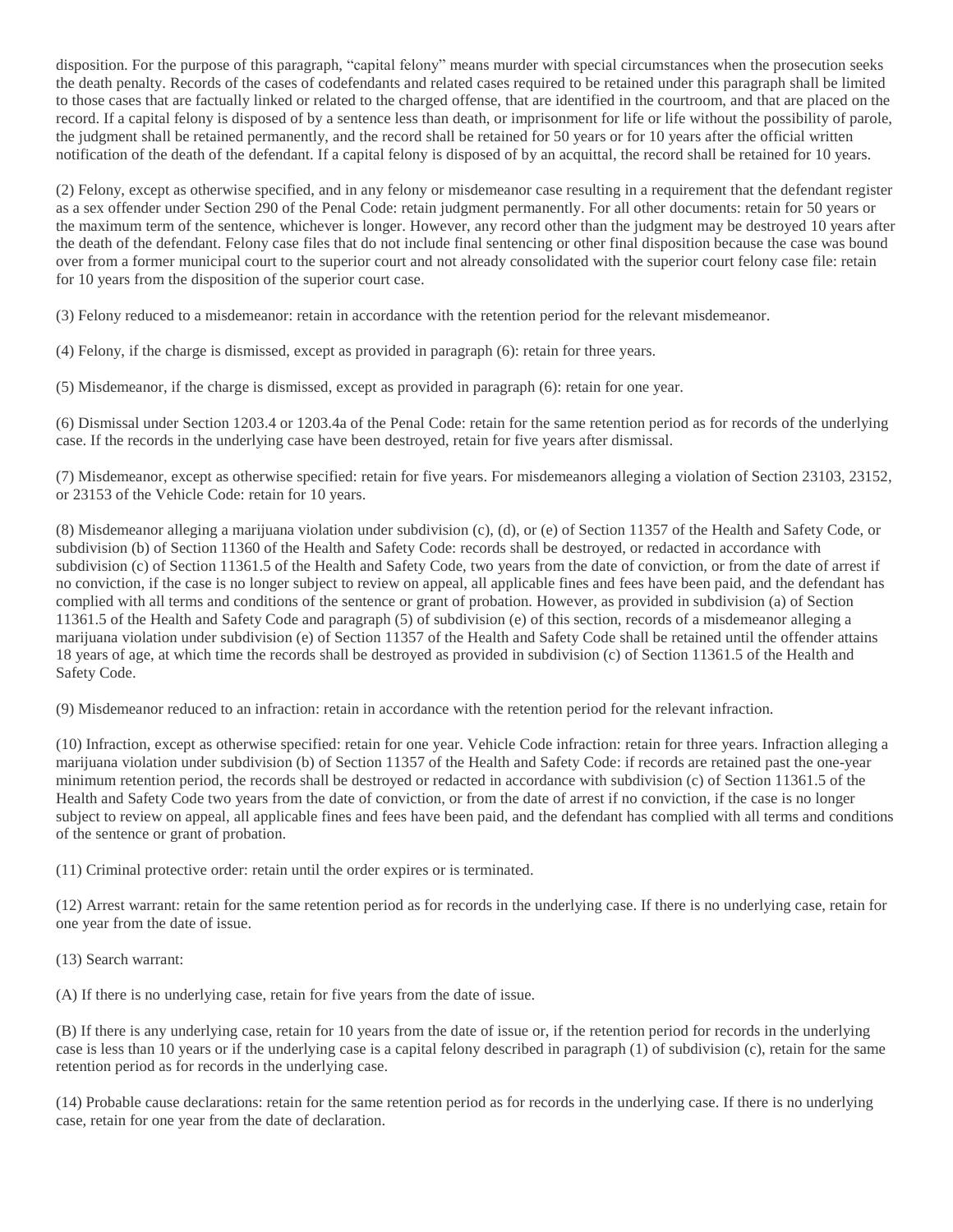disposition. For the purpose of this paragraph, "capital felony" means murder with special circumstances when the prosecution seeks the death penalty. Records of the cases of codefendants and related cases required to be retained under this paragraph shall be limited to those cases that are factually linked or related to the charged offense, that are identified in the courtroom, and that are placed on the record. If a capital felony is disposed of by a sentence less than death, or imprisonment for life or life without the possibility of parole, the judgment shall be retained permanently, and the record shall be retained for 50 years or for 10 years after the official written notification of the death of the defendant. If a capital felony is disposed of by an acquittal, the record shall be retained for 10 years.

(2) Felony, except as otherwise specified, and in any felony or misdemeanor case resulting in a requirement that the defendant register as a sex offender under Section 290 of the Penal Code: retain judgment permanently. For all other documents: retain for 50 years or the maximum term of the sentence, whichever is longer. However, any record other than the judgment may be destroyed 10 years after the death of the defendant. Felony case files that do not include final sentencing or other final disposition because the case was bound over from a former municipal court to the superior court and not already consolidated with the superior court felony case file: retain for 10 years from the disposition of the superior court case.

(3) Felony reduced to a misdemeanor: retain in accordance with the retention period for the relevant misdemeanor.

(4) Felony, if the charge is dismissed, except as provided in paragraph (6): retain for three years.

(5) Misdemeanor, if the charge is dismissed, except as provided in paragraph (6): retain for one year.

(6) Dismissal under Section 1203.4 or 1203.4a of the Penal Code: retain for the same retention period as for records of the underlying case. If the records in the underlying case have been destroyed, retain for five years after dismissal.

(7) Misdemeanor, except as otherwise specified: retain for five years. For misdemeanors alleging a violation of Section 23103, 23152, or 23153 of the Vehicle Code: retain for 10 years.

(8) Misdemeanor alleging a marijuana violation under subdivision (c), (d), or (e) of Section 11357 of the Health and Safety Code, or subdivision (b) of Section 11360 of the Health and Safety Code: records shall be destroyed, or redacted in accordance with subdivision (c) of Section 11361.5 of the Health and Safety Code, two years from the date of conviction, or from the date of arrest if no conviction, if the case is no longer subject to review on appeal, all applicable fines and fees have been paid, and the defendant has complied with all terms and conditions of the sentence or grant of probation. However, as provided in subdivision (a) of Section 11361.5 of the Health and Safety Code and paragraph (5) of subdivision (e) of this section, records of a misdemeanor alleging a marijuana violation under subdivision (e) of Section 11357 of the Health and Safety Code shall be retained until the offender attains 18 years of age, at which time the records shall be destroyed as provided in subdivision (c) of Section 11361.5 of the Health and Safety Code.

(9) Misdemeanor reduced to an infraction: retain in accordance with the retention period for the relevant infraction.

(10) Infraction, except as otherwise specified: retain for one year. Vehicle Code infraction: retain for three years. Infraction alleging a marijuana violation under subdivision (b) of Section 11357 of the Health and Safety Code: if records are retained past the one-year minimum retention period, the records shall be destroyed or redacted in accordance with subdivision (c) of Section 11361.5 of the Health and Safety Code two years from the date of conviction, or from the date of arrest if no conviction, if the case is no longer subject to review on appeal, all applicable fines and fees have been paid, and the defendant has complied with all terms and conditions of the sentence or grant of probation.

(11) Criminal protective order: retain until the order expires or is terminated.

(12) Arrest warrant: retain for the same retention period as for records in the underlying case. If there is no underlying case, retain for one year from the date of issue.

(13) Search warrant:

(A) If there is no underlying case, retain for five years from the date of issue.

(B) If there is any underlying case, retain for 10 years from the date of issue or, if the retention period for records in the underlying case is less than 10 years or if the underlying case is a capital felony described in paragraph (1) of subdivision (c), retain for the same retention period as for records in the underlying case.

(14) Probable cause declarations: retain for the same retention period as for records in the underlying case. If there is no underlying case, retain for one year from the date of declaration.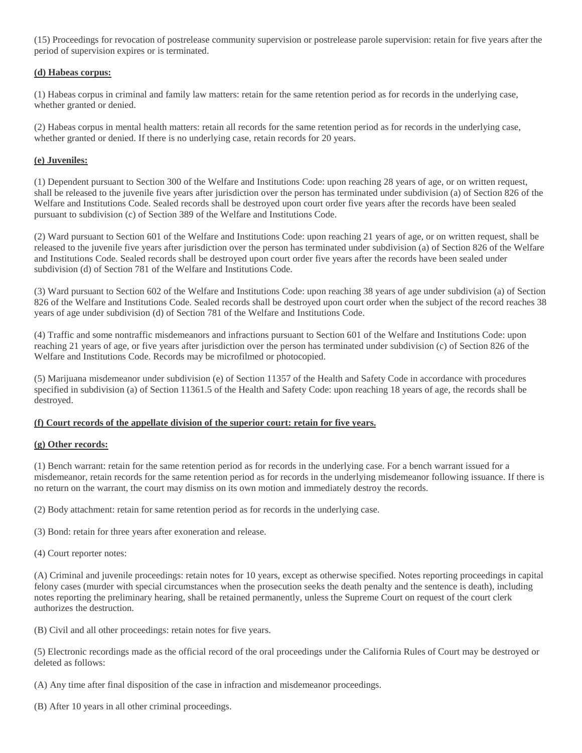(15) Proceedings for revocation of postrelease community supervision or postrelease parole supervision: retain for five years after the period of supervision expires or is terminated.

**(d) Habeas corpus:**

(1) Habeas corpus in criminal and family law matters: retain for the same retention period as for records in the underlying case, whether granted or denied.

(2) Habeas corpus in mental health matters: retain all records for the same retention period as for records in the underlying case, whether granted or denied. If there is no underlying case, retain records for 20 years.

**(e) Juveniles:**

(1) Dependent pursuant to Section 300 of the Welfare and Institutions Code: upon reaching 28 years of age, or on written request, shall be released to the juvenile five years after jurisdiction over the person has terminated under subdivision (a) of Section 826 of the Welfare and Institutions Code. Sealed records shall be destroyed upon court order five years after the records have been sealed pursuant to subdivision (c) of Section 389 of the Welfare and Institutions Code.

(2) Ward pursuant to Section 601 of the Welfare and Institutions Code: upon reaching 21 years of age, or on written request, shall be released to the juvenile five years after jurisdiction over the person has terminated under subdivision (a) of Section 826 of the Welfare and Institutions Code. Sealed records shall be destroyed upon court order five years after the records have been sealed under subdivision (d) of Section 781 of the Welfare and Institutions Code.

(3) Ward pursuant to Section 602 of the Welfare and Institutions Code: upon reaching 38 years of age under subdivision (a) of Section 826 of the Welfare and Institutions Code. Sealed records shall be destroyed upon court order when the subject of the record reaches 38 years of age under subdivision (d) of Section 781 of the Welfare and Institutions Code.

(4) Traffic and some nontraffic misdemeanors and infractions pursuant to Section 601 of the Welfare and Institutions Code: upon reaching 21 years of age, or five years after jurisdiction over the person has terminated under subdivision (c) of Section 826 of the Welfare and Institutions Code. Records may be microfilmed or photocopied.

(5) Marijuana misdemeanor under subdivision (e) of Section 11357 of the Health and Safety Code in accordance with procedures specified in subdivision (a) of Section 11361.5 of the Health and Safety Code: upon reaching 18 years of age, the records shall be destroyed.

**(f) Court records of the appellate division of the superior court: retain for five years.**

**(g) Other records:**

(1) Bench warrant: retain for the same retention period as for records in the underlying case. For a bench warrant issued for a misdemeanor, retain records for the same retention period as for records in the underlying misdemeanor following issuance. If there is no return on the warrant, the court may dismiss on its own motion and immediately destroy the records.

(2) Body attachment: retain for same retention period as for records in the underlying case.

(3) Bond: retain for three years after exoneration and release.

(4) Court reporter notes:

(A) Criminal and juvenile proceedings: retain notes for 10 years, except as otherwise specified. Notes reporting proceedings in capital felony cases (murder with special circumstances when the prosecution seeks the death penalty and the sentence is death), including notes reporting the preliminary hearing, shall be retained permanently, unless the Supreme Court on request of the court clerk authorizes the destruction.

(B) Civil and all other proceedings: retain notes for five years.

(5) Electronic recordings made as the official record of the oral proceedings under the California Rules of Court may be destroyed or deleted as follows:

(A) Any time after final disposition of the case in infraction and misdemeanor proceedings.

(B) After 10 years in all other criminal proceedings.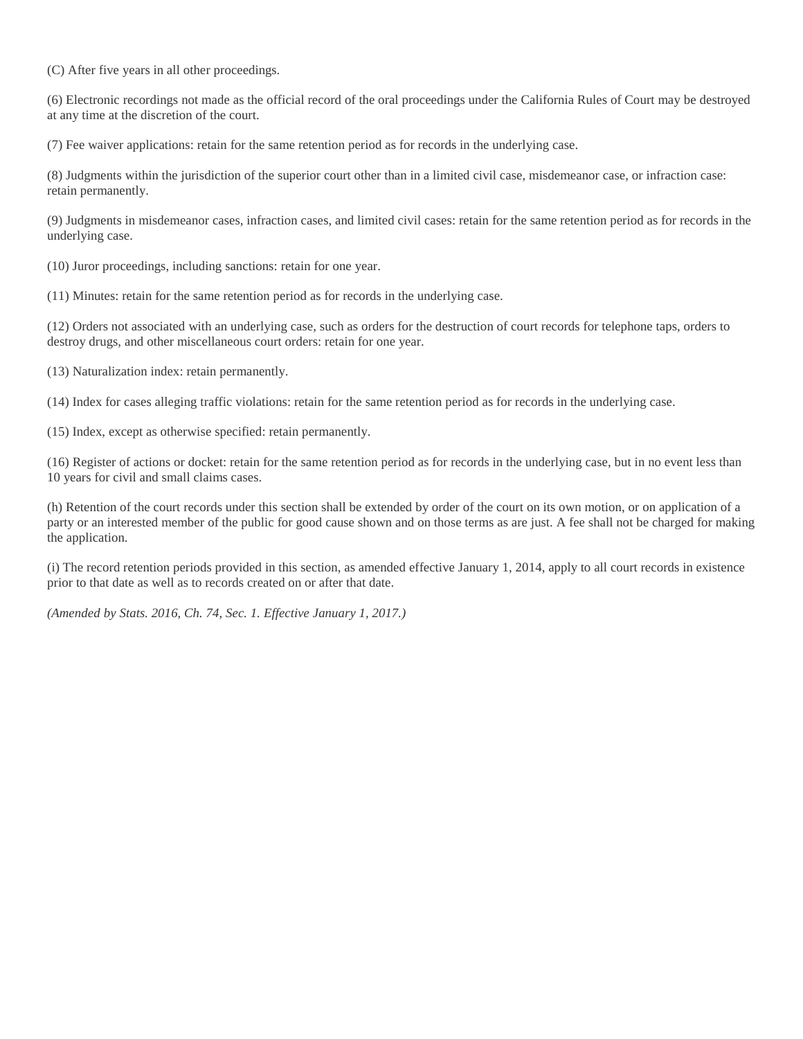(C) After five years in all other proceedings.

(6) Electronic recordings not made as the official record of the oral proceedings under the California Rules of Court may be destroyed at any time at the discretion of the court.

(7) Fee waiver applications: retain for the same retention period as for records in the underlying case.

(8) Judgments within the jurisdiction of the superior court other than in a limited civil case, misdemeanor case, or infraction case: retain permanently.

(9) Judgments in misdemeanor cases, infraction cases, and limited civil cases: retain for the same retention period as for records in the underlying case.

(10) Juror proceedings, including sanctions: retain for one year.

(11) Minutes: retain for the same retention period as for records in the underlying case.

(12) Orders not associated with an underlying case, such as orders for the destruction of court records for telephone taps, orders to destroy drugs, and other miscellaneous court orders: retain for one year.

(13) Naturalization index: retain permanently.

(14) Index for cases alleging traffic violations: retain for the same retention period as for records in the underlying case.

(15) Index, except as otherwise specified: retain permanently.

(16) Register of actions or docket: retain for the same retention period as for records in the underlying case, but in no event less than 10 years for civil and small claims cases.

(h) Retention of the court records under this section shall be extended by order of the court on its own motion, or on application of a party or an interested member of the public for good cause shown and on those terms as are just. A fee shall not be charged for making the application.

(i) The record retention periods provided in this section, as amended effective January 1, 2014, apply to all court records in existence prior to that date as well as to records created on or after that date.

*(Amended by Stats. 2016, Ch. 74, Sec. 1. Effective January 1, 2017.)*